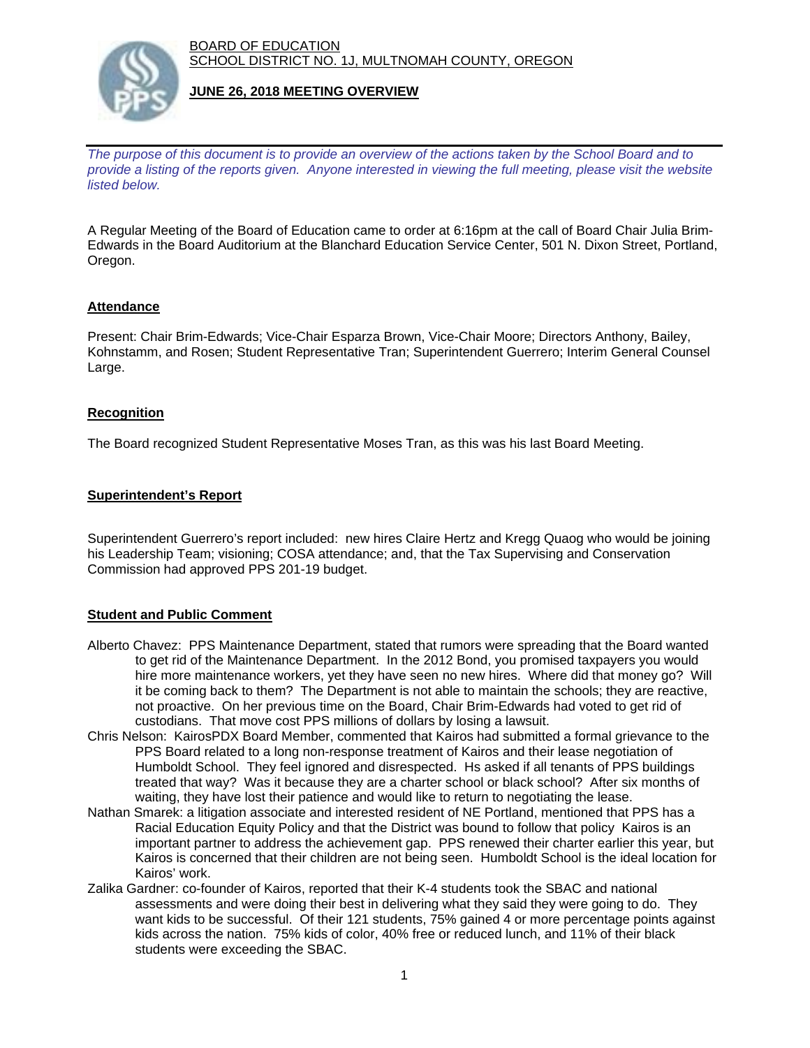BOARD OF EDUCATION
SCHOOL DISTRICT NO. 1J, MULTNOMAH COUNTY, OREGON

**JUNE 26, 2018 MEETING OVERVIEW**

*The purpose of this document is to provide an overview of the actions taken by the School Board and to provide a listing of the reports given. Anyone interested in viewing the full meeting, please visit the website listed below.*

A Regular Meeting of the Board of Education came to order at 6:16pm at the call of Board Chair Julia Brim-Edwards in the Board Auditorium at the Blanchard Education Service Center, 501 N. Dixon Street, Portland, Oregon.

## Attendance

Present: Chair Brim-Edwards; Vice-Chair Esparza Brown, Vice-Chair Moore; Directors Anthony, Bailey, Kohnstamm, and Rosen; Student Representative Tran; Superintendent Guerrero; Interim General Counsel Large.

## Recognition

The Board recognized Student Representative Moses Tran, as this was his last Board Meeting.

## Superintendent's Report

Superintendent Guerrero's report included: new hires Claire Hertz and Kregg Quaog who would be joining his Leadership Team; visioning; COSA attendance; and, that the Tax Supervising and Conservation Commission had approved PPS 201-19 budget.

## Student and Public Comment

Alberto Chavez: PPS Maintenance Department, stated that rumors were spreading that the Board wanted to get rid of the Maintenance Department. In the 2012 Bond, you promised taxpayers you would hire more maintenance workers, yet they have seen no new hires. Where did that money go? Will it be coming back to them? The Department is not able to maintain the schools; they are reactive, not proactive. On her previous time on the Board, Chair Brim-Edwards had voted to get rid of custodians. That move cost PPS millions of dollars by losing a lawsuit.

Chris Nelson: KairosPDX Board Member, commented that Kairos had submitted a formal grievance to the PPS Board related to a long non-response treatment of Kairos and their lease negotiation of Humboldt School. They feel ignored and disrespected. Hs asked if all tenants of PPS buildings treated that way? Was it because they are a charter school or black school? After six months of waiting, they have lost their patience and would like to return to negotiating the lease.

Nathan Smarek: a litigation associate and interested resident of NE Portland, mentioned that PPS has a Racial Education Equity Policy and that the District was bound to follow that policy Kairos is an important partner to address the achievement gap. PPS renewed their charter earlier this year, but Kairos is concerned that their children are not being seen. Humboldt School is the ideal location for Kairos' work.

Zalika Gardner: co-founder of Kairos, reported that their K-4 students took the SBAC and national assessments and were doing their best in delivering what they said they were going to do. They want kids to be successful. Of their 121 students, 75% gained 4 or more percentage points against kids across the nation. 75% kids of color, 40% free or reduced lunch, and 11% of their black students were exceeding the SBAC.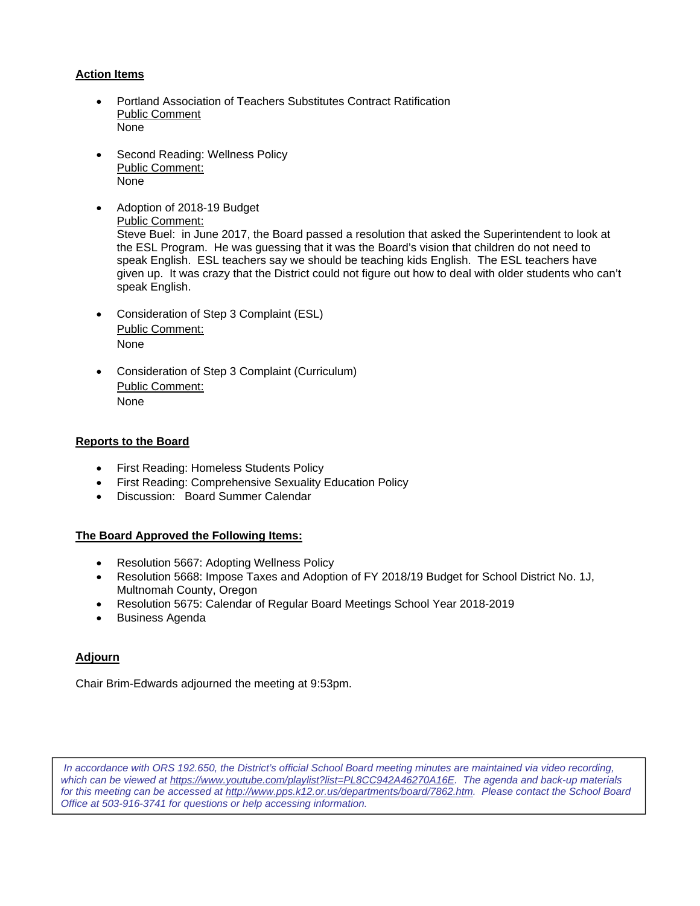## Action Items

- Portland Association of Teachers Substitutes Contract Ratification
  <u>Public Comment</u>
  None

- Second Reading: Wellness Policy
  <u>Public Comment:</u>
  None

- Adoption of 2018-19 Budget
  <u>Public Comment:</u>
  Steve Buel: in June 2017, the Board passed a resolution that asked the Superintendent to look at the ESL Program. He was guessing that it was the Board's vision that children do not need to speak English. ESL teachers say we should be teaching kids English. The ESL teachers have given up. It was crazy that the District could not figure out how to deal with older students who can't speak English.

- Consideration of Step 3 Complaint (ESL)
  <u>Public Comment:</u>
  None

- Consideration of Step 3 Complaint (Curriculum)
  <u>Public Comment:</u>
  None

## Reports to the Board

- First Reading: Homeless Students Policy
- First Reading: Comprehensive Sexuality Education Policy
- Discussion: Board Summer Calendar

## The Board Approved the Following Items:

- Resolution 5667: Adopting Wellness Policy
- Resolution 5668: Impose Taxes and Adoption of FY 2018/19 Budget for School District No. 1J, Multnomah County, Oregon
- Resolution 5675: Calendar of Regular Board Meetings School Year 2018-2019
- Business Agenda

## Adjourn

Chair Brim-Edwards adjourned the meeting at 9:53pm.

*In accordance with ORS 192.650, the District's official School Board meeting minutes are maintained via video recording, which can be viewed at https://www.youtube.com/playlist?list=PL8CC942A46270A16E. The agenda and back-up materials for this meeting can be accessed at http://www.pps.k12.or.us/departments/board/7862.htm. Please contact the School Board Office at 503-916-3741 for questions or help accessing information.*